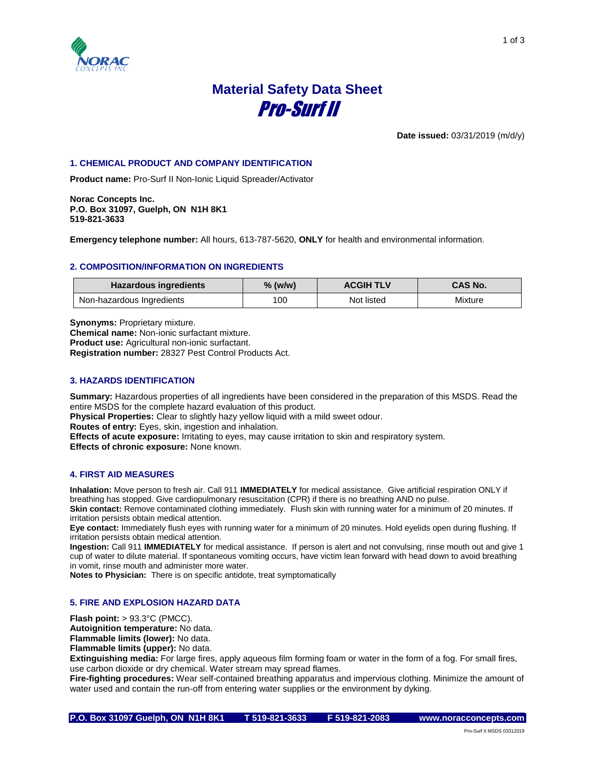# Material Safety Data Sheet

# Pro-Surf II

**Date issued:** 03/31/2019 (m/d/y)

## 1. CHEMICAL PRODUCT AND COMPANY IDENTIFICATION

**Product name:** Pro-Surf II Non-Ionic Liquid Spreader/Activator

**Norac Concepts Inc.**
**P.O. Box 31097, Guelph, ON N1H 8K1**
**519-821-3633**

**Emergency telephone number:** All hours, 613-787-5620, **ONLY** for health and environmental information.

## 2. COMPOSITION/INFORMATION ON INGREDIENTS

| Hazardous ingredients | % (w/w) | ACGIH TLV | CAS No. |
|---|---|---|---|
| Non-hazardous Ingredients | 100 | Not listed | Mixture |

**Synonyms:** Proprietary mixture.
**Chemical name:** Non-ionic surfactant mixture.
**Product use:** Agricultural non-ionic surfactant.
**Registration number:** 28327 Pest Control Products Act.

## 3. HAZARDS IDENTIFICATION

**Summary:** Hazardous properties of all ingredients have been considered in the preparation of this MSDS. Read the entire MSDS for the complete hazard evaluation of this product.
**Physical Properties:** Clear to slightly hazy yellow liquid with a mild sweet odour.
**Routes of entry:** Eyes, skin, ingestion and inhalation.
**Effects of acute exposure:** Irritating to eyes, may cause irritation to skin and respiratory system.
**Effects of chronic exposure:** None known.

## 4. FIRST AID MEASURES

**Inhalation:** Move person to fresh air. Call 911 **IMMEDIATELY** for medical assistance. Give artificial respiration ONLY if breathing has stopped. Give cardiopulmonary resuscitation (CPR) if there is no breathing AND no pulse.
**Skin contact:** Remove contaminated clothing immediately. Flush skin with running water for a minimum of 20 minutes. If irritation persists obtain medical attention.
**Eye contact:** Immediately flush eyes with running water for a minimum of 20 minutes. Hold eyelids open during flushing. If irritation persists obtain medical attention.
**Ingestion:** Call 911 **IMMEDIATELY** for medical assistance. If person is alert and not convulsing, rinse mouth out and give 1 cup of water to dilute material. If spontaneous vomiting occurs, have victim lean forward with head down to avoid breathing in vomit, rinse mouth and administer more water.
**Notes to Physician:** There is on specific antidote, treat symptomatically

## 5. FIRE AND EXPLOSION HAZARD DATA

**Flash point:** > 93.3°C (PMCC).
**Autoignition temperature:** No data.
**Flammable limits (lower):** No data.
**Flammable limits (upper):** No data.
**Extinguishing media:** For large fires, apply aqueous film forming foam or water in the form of a fog. For small fires, use carbon dioxide or dry chemical. Water stream may spread flames.
**Fire-fighting procedures:** Wear self-contained breathing apparatus and impervious clothing. Minimize the amount of water used and contain the run-off from entering water supplies or the environment by dyking.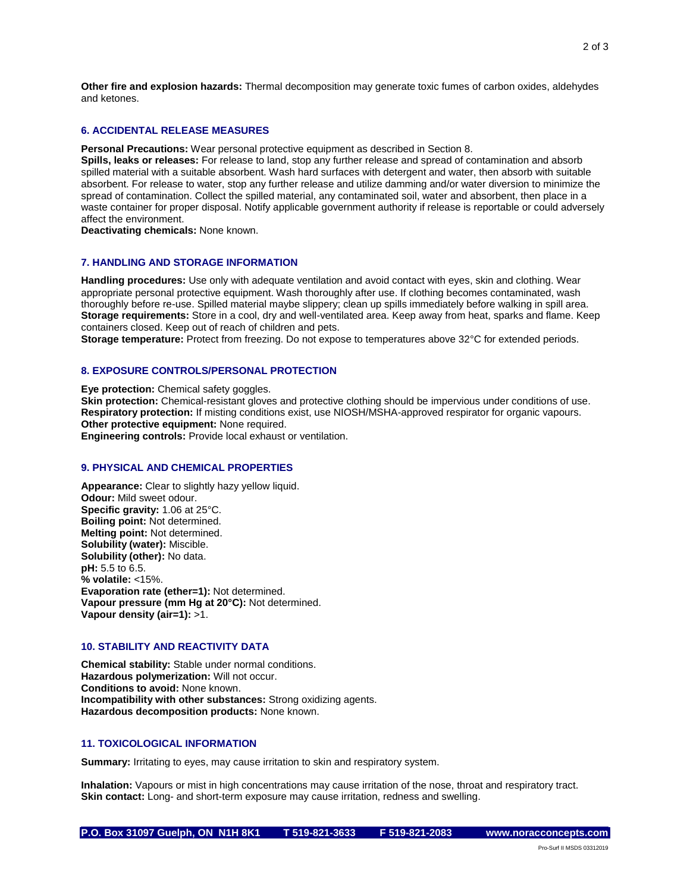**Other fire and explosion hazards:** Thermal decomposition may generate toxic fumes of carbon oxides, aldehydes and ketones.

## 6. ACCIDENTAL RELEASE MEASURES

**Personal Precautions:** Wear personal protective equipment as described in Section 8.
**Spills, leaks or releases:** For release to land, stop any further release and spread of contamination and absorb spilled material with a suitable absorbent. Wash hard surfaces with detergent and water, then absorb with suitable absorbent. For release to water, stop any further release and utilize damming and/or water diversion to minimize the spread of contamination. Collect the spilled material, any contaminated soil, water and absorbent, then place in a waste container for proper disposal. Notify applicable government authority if release is reportable or could adversely affect the environment.
**Deactivating chemicals:** None known.

## 7. HANDLING AND STORAGE INFORMATION

**Handling procedures:** Use only with adequate ventilation and avoid contact with eyes, skin and clothing. Wear appropriate personal protective equipment. Wash thoroughly after use. If clothing becomes contaminated, wash thoroughly before re-use. Spilled material maybe slippery; clean up spills immediately before walking in spill area.
**Storage requirements:** Store in a cool, dry and well-ventilated area. Keep away from heat, sparks and flame. Keep containers closed. Keep out of reach of children and pets.
**Storage temperature:** Protect from freezing. Do not expose to temperatures above 32°C for extended periods.

## 8. EXPOSURE CONTROLS/PERSONAL PROTECTION

**Eye protection:** Chemical safety goggles.
**Skin protection:** Chemical-resistant gloves and protective clothing should be impervious under conditions of use.
**Respiratory protection:** If misting conditions exist, use NIOSH/MSHA-approved respirator for organic vapours.
**Other protective equipment:** None required.
**Engineering controls:** Provide local exhaust or ventilation.

## 9. PHYSICAL AND CHEMICAL PROPERTIES

**Appearance:** Clear to slightly hazy yellow liquid.
**Odour:** Mild sweet odour.
**Specific gravity:** 1.06 at 25°C.
**Boiling point:** Not determined.
**Melting point:** Not determined.
**Solubility (water):** Miscible.
**Solubility (other):** No data.
**pH:** 5.5 to 6.5.
**% volatile:** <15%.
**Evaporation rate (ether=1):** Not determined.
**Vapour pressure (mm Hg at 20°C):** Not determined.
**Vapour density (air=1):** >1.

## 10. STABILITY AND REACTIVITY DATA

**Chemical stability:** Stable under normal conditions.
**Hazardous polymerization:** Will not occur.
**Conditions to avoid:** None known.
**Incompatibility with other substances:** Strong oxidizing agents.
**Hazardous decomposition products:** None known.

## 11. TOXICOLOGICAL INFORMATION

**Summary:** Irritating to eyes, may cause irritation to skin and respiratory system.

**Inhalation:** Vapours or mist in high concentrations may cause irritation of the nose, throat and respiratory tract.
**Skin contact:** Long- and short-term exposure may cause irritation, redness and swelling.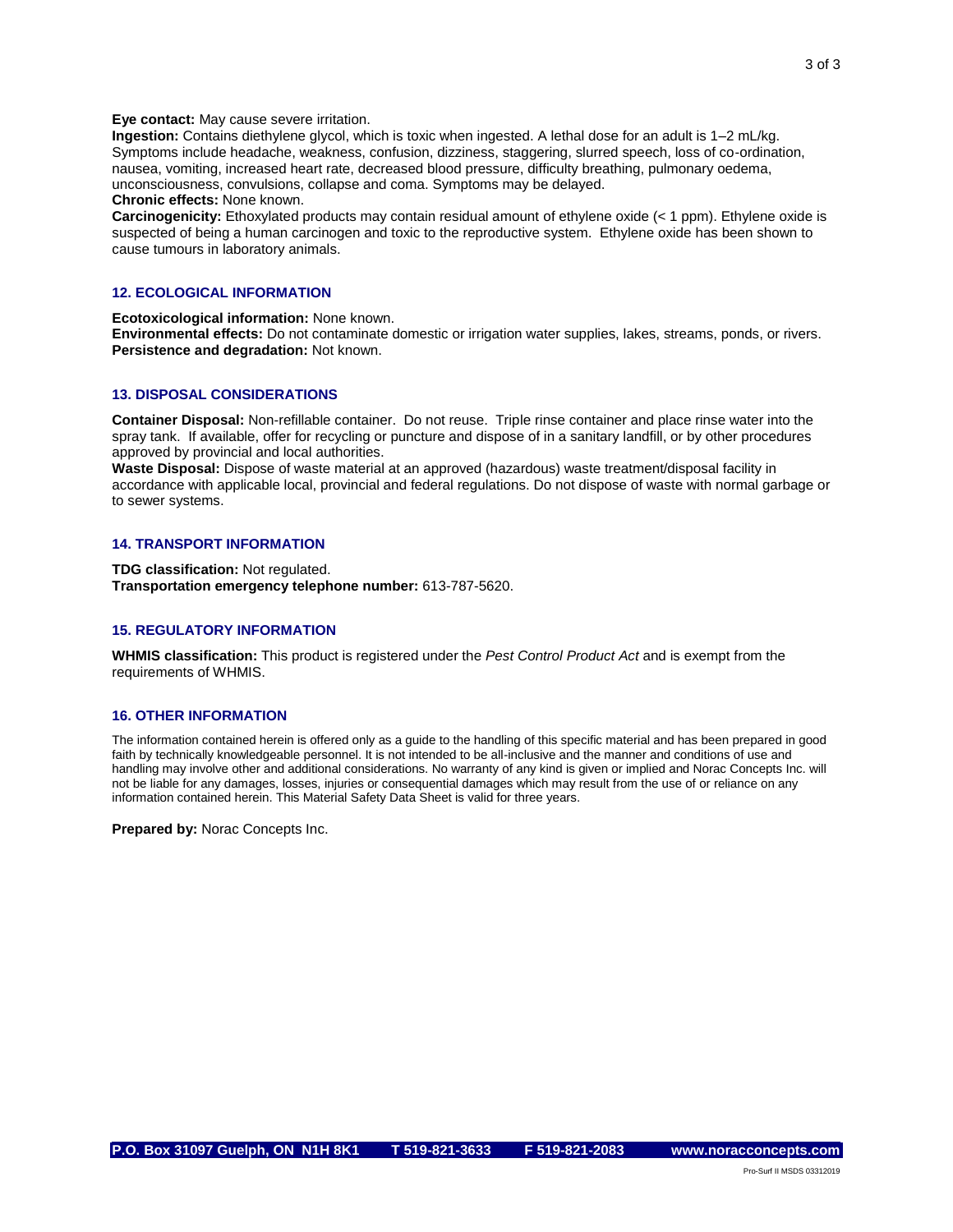**Eye contact:** May cause severe irritation.
**Ingestion:** Contains diethylene glycol, which is toxic when ingested. A lethal dose for an adult is 1–2 mL/kg. Symptoms include headache, weakness, confusion, dizziness, staggering, slurred speech, loss of co-ordination, nausea, vomiting, increased heart rate, decreased blood pressure, difficulty breathing, pulmonary oedema, unconsciousness, convulsions, collapse and coma. Symptoms may be delayed.
**Chronic effects:** None known.
**Carcinogenicity:** Ethoxylated products may contain residual amount of ethylene oxide (< 1 ppm). Ethylene oxide is suspected of being a human carcinogen and toxic to the reproductive system. Ethylene oxide has been shown to cause tumours in laboratory animals.

## 12. ECOLOGICAL INFORMATION

**Ecotoxicological information:** None known.
**Environmental effects:** Do not contaminate domestic or irrigation water supplies, lakes, streams, ponds, or rivers.
**Persistence and degradation:** Not known.

## 13. DISPOSAL CONSIDERATIONS

**Container Disposal:** Non-refillable container. Do not reuse. Triple rinse container and place rinse water into the spray tank. If available, offer for recycling or puncture and dispose of in a sanitary landfill, or by other procedures approved by provincial and local authorities.
**Waste Disposal:** Dispose of waste material at an approved (hazardous) waste treatment/disposal facility in accordance with applicable local, provincial and federal regulations. Do not dispose of waste with normal garbage or to sewer systems.

## 14. TRANSPORT INFORMATION

**TDG classification:** Not regulated.
**Transportation emergency telephone number:** 613-787-5620.

## 15. REGULATORY INFORMATION

**WHMIS classification:** This product is registered under the *Pest Control Product Act* and is exempt from the requirements of WHMIS.

## 16. OTHER INFORMATION

The information contained herein is offered only as a guide to the handling of this specific material and has been prepared in good faith by technically knowledgeable personnel. It is not intended to be all-inclusive and the manner and conditions of use and handling may involve other and additional considerations. No warranty of any kind is given or implied and Norac Concepts Inc. will not be liable for any damages, losses, injuries or consequential damages which may result from the use of or reliance on any information contained herein. This Material Safety Data Sheet is valid for three years.

**Prepared by:** Norac Concepts Inc.